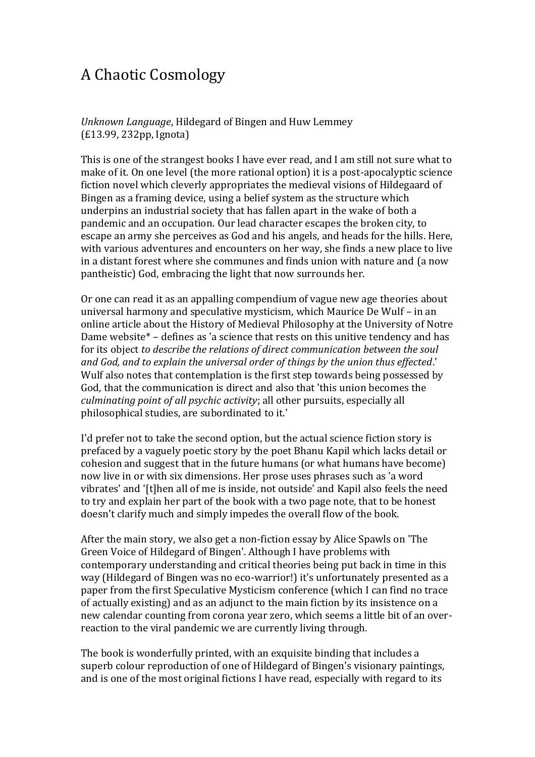# A Chaotic Cosmology

*Unknown Language*, Hildegard of Bingen and Huw Lemmey
(£13.99, 232pp, Ignota)

This is one of the strangest books I have ever read, and I am still not sure what to make of it. On one level (the more rational option) it is a post-apocalyptic science fiction novel which cleverly appropriates the medieval visions of Hildegaard of Bingen as a framing device, using a belief system as the structure which underpins an industrial society that has fallen apart in the wake of both a pandemic and an occupation. Our lead character escapes the broken city, to escape an army she perceives as God and his angels, and heads for the hills. Here, with various adventures and encounters on her way, she finds a new place to live in a distant forest where she communes and finds union with nature and (a now pantheistic) God, embracing the light that now surrounds her.

Or one can read it as an appalling compendium of vague new age theories about universal harmony and speculative mysticism, which Maurice De Wulf – in an online article about the History of Medieval Philosophy at the University of Notre Dame website* – defines as 'a science that rests on this unitive tendency and has for its object *to describe the relations of direct communication between the soul and God, and to explain the universal order of things by the union thus effected*.' Wulf also notes that contemplation is the first step towards being possessed by God, that the communication is direct and also that 'this union becomes the *culminating point of all psychic activity*; all other pursuits, especially all philosophical studies, are subordinated to it.'

I'd prefer not to take the second option, but the actual science fiction story is prefaced by a vaguely poetic story by the poet Bhanu Kapil which lacks detail or cohesion and suggest that in the future humans (or what humans have become) now live in or with six dimensions. Her prose uses phrases such as 'a word vibrates' and '[t]hen all of me is inside, not outside' and Kapil also feels the need to try and explain her part of the book with a two page note, that to be honest doesn't clarify much and simply impedes the overall flow of the book.

After the main story, we also get a non-fiction essay by Alice Spawls on 'The Green Voice of Hildegard of Bingen'. Although I have problems with contemporary understanding and critical theories being put back in time in this way (Hildegard of Bingen was no eco-warrior!) it's unfortunately presented as a paper from the first Speculative Mysticism conference (which I can find no trace of actually existing) and as an adjunct to the main fiction by its insistence on a new calendar counting from corona year zero, which seems a little bit of an over-reaction to the viral pandemic we are currently living through.

The book is wonderfully printed, with an exquisite binding that includes a superb colour reproduction of one of Hildegard of Bingen's visionary paintings, and is one of the most original fictions I have read, especially with regard to its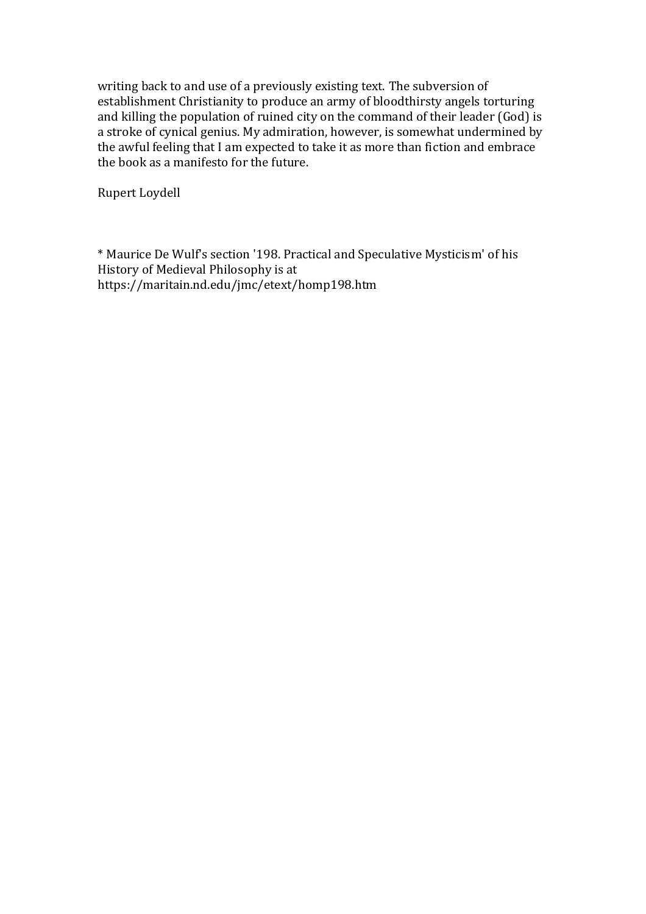writing back to and use of a previously existing text. The subversion of establishment Christianity to produce an army of bloodthirsty angels torturing and killing the population of ruined city on the command of their leader (God) is a stroke of cynical genius. My admiration, however, is somewhat undermined by the awful feeling that I am expected to take it as more than fiction and embrace the book as a manifesto for the future.

Rupert Loydell

* Maurice De Wulf's section '198. Practical and Speculative Mysticism' of his History of Medieval Philosophy is at https://maritain.nd.edu/jmc/etext/homp198.htm